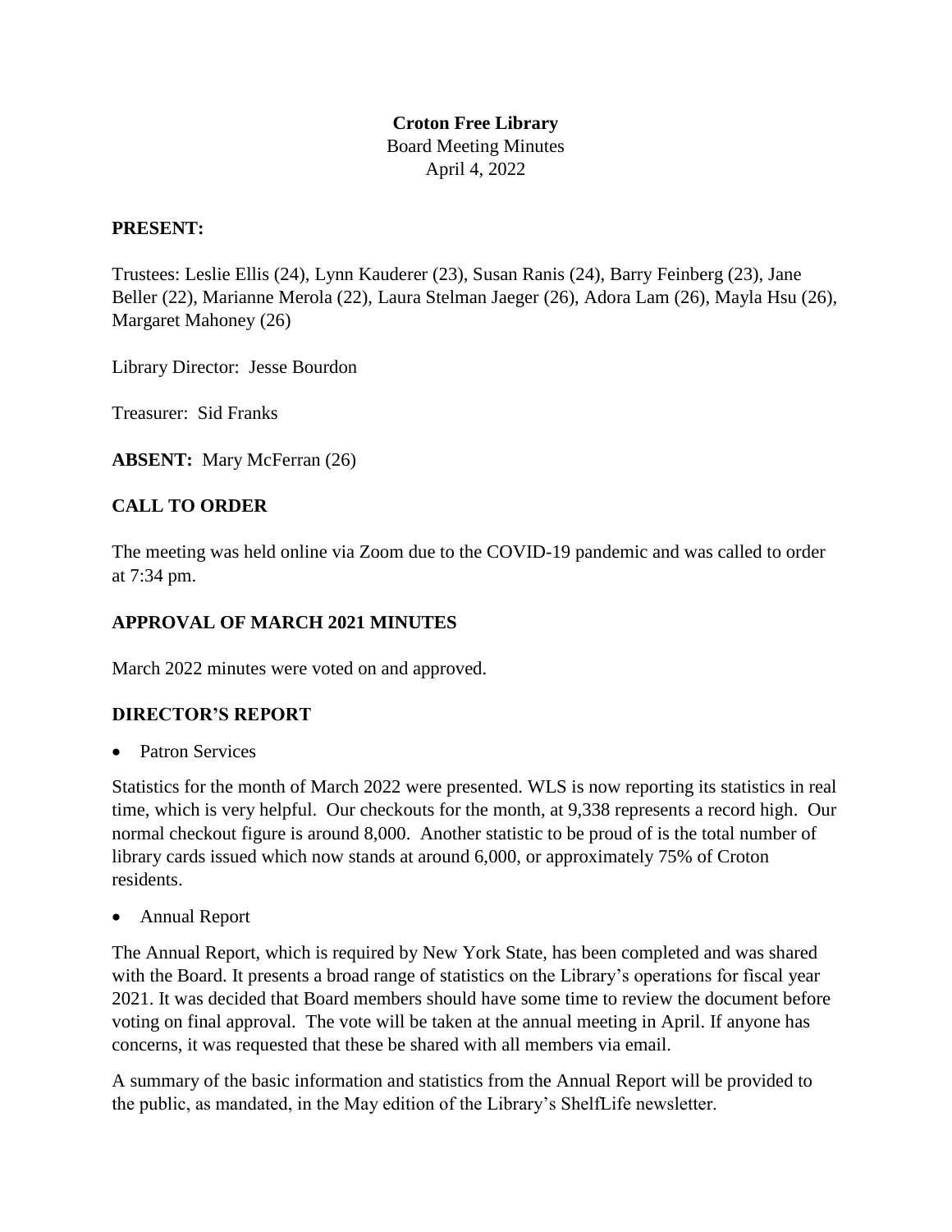**Croton Free Library**

Board Meeting Minutes

April 4, 2022

## PRESENT:

Trustees: Leslie Ellis (24), Lynn Kauderer (23), Susan Ranis (24), Barry Feinberg (23), Jane Beller (22), Marianne Merola (22), Laura Stelman Jaeger (26), Adora Lam (26), Mayla Hsu (26), Margaret Mahoney (26)

Library Director: Jesse Bourdon

Treasurer: Sid Franks

**ABSENT:** Mary McFerran (26)

## CALL TO ORDER

The meeting was held online via Zoom due to the COVID-19 pandemic and was called to order at 7:34 pm.

## APPROVAL OF MARCH 2021 MINUTES

March 2022 minutes were voted on and approved.

## DIRECTOR'S REPORT

- Patron Services

Statistics for the month of March 2022 were presented. WLS is now reporting its statistics in real time, which is very helpful. Our checkouts for the month, at 9,338 represents a record high. Our normal checkout figure is around 8,000. Another statistic to be proud of is the total number of library cards issued which now stands at around 6,000, or approximately 75% of Croton residents.

- Annual Report

The Annual Report, which is required by New York State, has been completed and was shared with the Board. It presents a broad range of statistics on the Library's operations for fiscal year 2021. It was decided that Board members should have some time to review the document before voting on final approval. The vote will be taken at the annual meeting in April. If anyone has concerns, it was requested that these be shared with all members via email.

A summary of the basic information and statistics from the Annual Report will be provided to the public, as mandated, in the May edition of the Library's ShelfLife newsletter.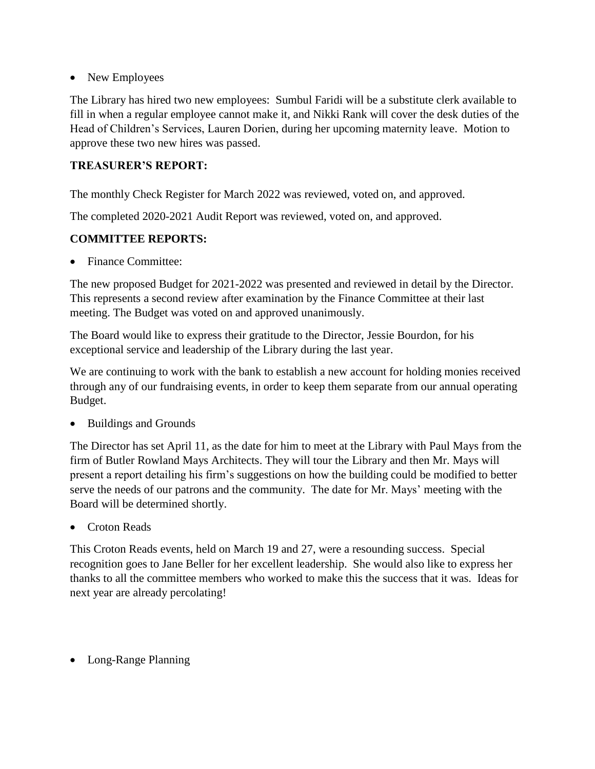- New Employees

The Library has hired two new employees: Sumbul Faridi will be a substitute clerk available to fill in when a regular employee cannot make it, and Nikki Rank will cover the desk duties of the Head of Children's Services, Lauren Dorien, during her upcoming maternity leave. Motion to approve these two new hires was passed.

**TREASURER'S REPORT:**

The monthly Check Register for March 2022 was reviewed, voted on, and approved.

The completed 2020-2021 Audit Report was reviewed, voted on, and approved.

**COMMITTEE REPORTS:**

- Finance Committee:

The new proposed Budget for 2021-2022 was presented and reviewed in detail by the Director. This represents a second review after examination by the Finance Committee at their last meeting. The Budget was voted on and approved unanimously.

The Board would like to express their gratitude to the Director, Jessie Bourdon, for his exceptional service and leadership of the Library during the last year.

We are continuing to work with the bank to establish a new account for holding monies received through any of our fundraising events, in order to keep them separate from our annual operating Budget.

- Buildings and Grounds

The Director has set April 11, as the date for him to meet at the Library with Paul Mays from the firm of Butler Rowland Mays Architects. They will tour the Library and then Mr. Mays will present a report detailing his firm's suggestions on how the building could be modified to better serve the needs of our patrons and the community. The date for Mr. Mays' meeting with the Board will be determined shortly.

- Croton Reads

This Croton Reads events, held on March 19 and 27, were a resounding success. Special recognition goes to Jane Beller for her excellent leadership. She would also like to express her thanks to all the committee members who worked to make this the success that it was. Ideas for next year are already percolating!

- Long-Range Planning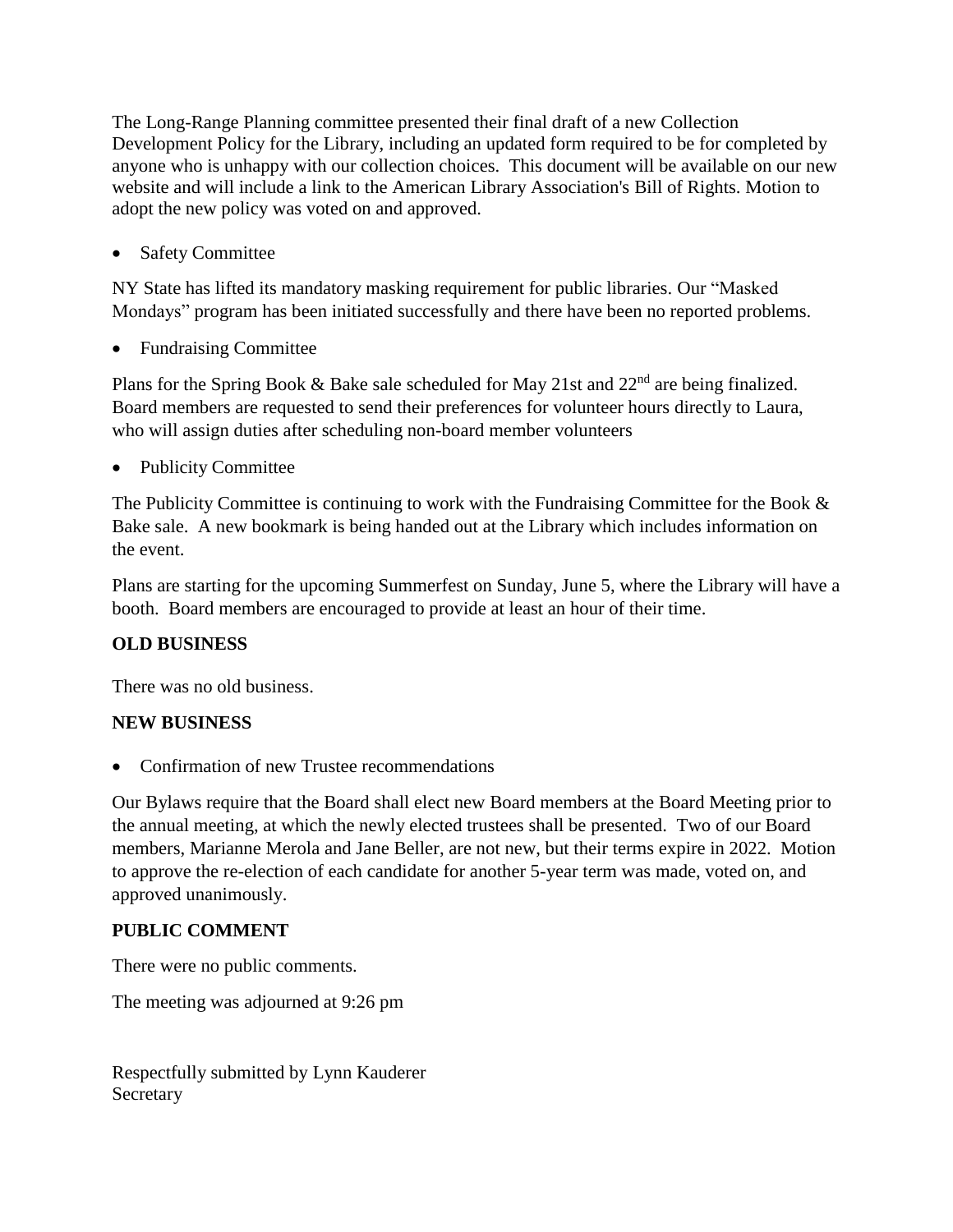The Long-Range Planning committee presented their final draft of a new Collection Development Policy for the Library, including an updated form required to be for completed by anyone who is unhappy with our collection choices. This document will be available on our new website and will include a link to the American Library Association's Bill of Rights. Motion to adopt the new policy was voted on and approved.

- Safety Committee

NY State has lifted its mandatory masking requirement for public libraries. Our "Masked Mondays" program has been initiated successfully and there have been no reported problems.

- Fundraising Committee

Plans for the Spring Book & Bake sale scheduled for May 21st and 22nd are being finalized. Board members are requested to send their preferences for volunteer hours directly to Laura, who will assign duties after scheduling non-board member volunteers

- Publicity Committee

The Publicity Committee is continuing to work with the Fundraising Committee for the Book & Bake sale. A new bookmark is being handed out at the Library which includes information on the event.

Plans are starting for the upcoming Summerfest on Sunday, June 5, where the Library will have a booth. Board members are encouraged to provide at least an hour of their time.

**OLD BUSINESS**

There was no old business.

**NEW BUSINESS**

- Confirmation of new Trustee recommendations

Our Bylaws require that the Board shall elect new Board members at the Board Meeting prior to the annual meeting, at which the newly elected trustees shall be presented. Two of our Board members, Marianne Merola and Jane Beller, are not new, but their terms expire in 2022. Motion to approve the re-election of each candidate for another 5-year term was made, voted on, and approved unanimously.

**PUBLIC COMMENT**

There were no public comments.

The meeting was adjourned at 9:26 pm

Respectfully submitted by Lynn Kauderer
Secretary